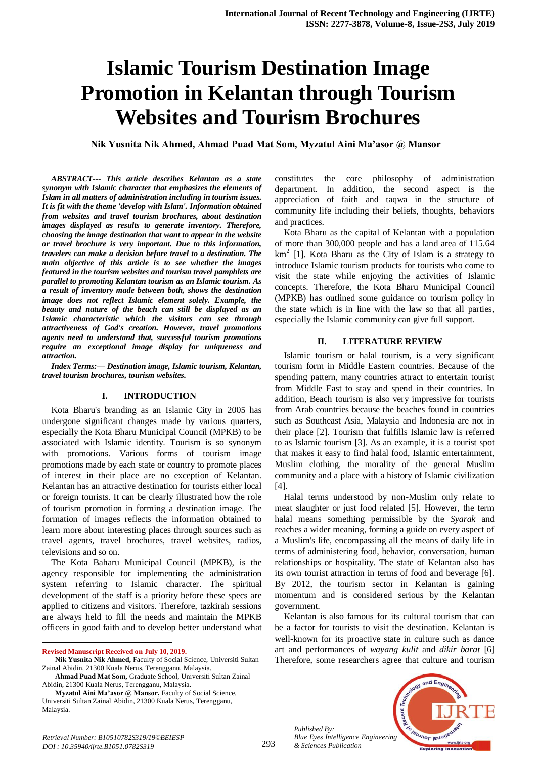# Islamic Tourism Destination Image Promotion in Kelantan through Tourism Websites and Tourism Brochures

**Nik Yusnita Nik Ahmed, Ahmad Puad Mat Som, Myzatul Aini Ma'asor @ Mansor**

***ABSTRACT--- This article describes Kelantan as a state synonym with Islamic character that emphasizes the elements of Islam in all matters of administration including in tourism issues. It is fit with the theme 'develop with Islam'. Information obtained from websites and travel tourism brochures, about destination images displayed as results to generate inventory. Therefore, choosing the image destination that want to appear in the website or travel brochure is very important. Due to this information, travelers can make a decision before travel to a destination. The main objective of this article is to see whether the images featured in the tourism websites and tourism travel pamphlets are parallel to promoting Kelantan tourism as an Islamic tourism. As a result of inventory made between both, shows the destination image does not reflect Islamic element solely. Example, the beauty and nature of the beach can still be displayed as an Islamic characteristic which the visitors can see through attractiveness of God's creation. However, travel promotions agents need to understand that, successful tourism promotions require an exceptional image display for uniqueness and attraction.***

***Index Terms:— Destination image, Islamic tourism, Kelantan, travel tourism brochures, tourism websites.***

## I. INTRODUCTION

Kota Bharu's branding as an Islamic City in 2005 has undergone significant changes made by various quarters, especially the Kota Bharu Municipal Council (MPKB) to be associated with Islamic identity. Tourism is so synonym with promotions. Various forms of tourism image promotions made by each state or country to promote places of interest in their place are no exception of Kelantan. Kelantan has an attractive destination for tourists either local or foreign tourists. It can be clearly illustrated how the role of tourism promotion in forming a destination image. The formation of images reflects the information obtained to learn more about interesting places through sources such as travel agents, travel brochures, travel websites, radios, televisions and so on.

The Kota Baharu Municipal Council (MPKB), is the agency responsible for implementing the administration system referring to Islamic character. The spiritual development of the staff is a priority before these specs are applied to citizens and visitors. Therefore, tazkirah sessions are always held to fill the needs and maintain the MPKB officers in good faith and to develop better understand what constitutes the core philosophy of administration department. In addition, the second aspect is the appreciation of faith and taqwa in the structure of community life including their beliefs, thoughts, behaviors and practices.

Kota Bharu as the capital of Kelantan with a population of more than 300,000 people and has a land area of 115.64 $km^2$ [1]. Kota Bharu as the City of Islam is a strategy to introduce Islamic tourism products for tourists who come to visit the state while enjoying the activities of Islamic concepts. Therefore, the Kota Bharu Municipal Council (MPKB) has outlined some guidance on tourism policy in the state which is in line with the law so that all parties, especially the Islamic community can give full support.

## II. LITERATURE REVIEW

Islamic tourism or halal tourism, is a very significant tourism form in Middle Eastern countries. Because of the spending pattern, many countries attract to entertain tourist from Middle East to stay and spend in their countries. In addition, Beach tourism is also very impressive for tourists from Arab countries because the beaches found in countries such as Southeast Asia, Malaysia and Indonesia are not in their place [2]. Tourism that fulfills Islamic law is referred to as Islamic tourism [3]. As an example, it is a tourist spot that makes it easy to find halal food, Islamic entertainment, Muslim clothing, the morality of the general Muslim community and a place with a history of Islamic civilization [4].

Halal terms understood by non-Muslim only relate to meat slaughter or just food related [5]. However, the term halal means something permissible by the *Syarak* and reaches a wider meaning, forming a guide on every aspect of a Muslim's life, encompassing all the means of daily life in terms of administering food, behavior, conversation, human relationships or hospitality. The state of Kelantan also has its own tourist attraction in terms of food and beverage [6]. By 2012, the tourism sector in Kelantan is gaining momentum and is considered serious by the Kelantan government.

Kelantan is also famous for its cultural tourism that can be a factor for tourists to visit the destination. Kelantan is well-known for its proactive state in culture such as dance art and performances of *wayang kulit* and *dikir barat* [6] Therefore, some researchers agree that culture and tourism

---

**Revised Manuscript Received on July 10, 2019.**

**Nik Yusnita Nik Ahmed,** Faculty of Social Science, Universiti Sultan Zainal Abidin, 21300 Kuala Nerus, Terengganu, Malaysia.

**Ahmad Puad Mat Som,** Graduate School, Universiti Sultan Zainal Abidin, 21300 Kuala Nerus, Terengganu, Malaysia.

**Myzatul Aini Ma'asor @ Mansor,** Faculty of Social Science, Universiti Sultan Zainal Abidin, 21300 Kuala Nerus, Terengganu, Malaysia.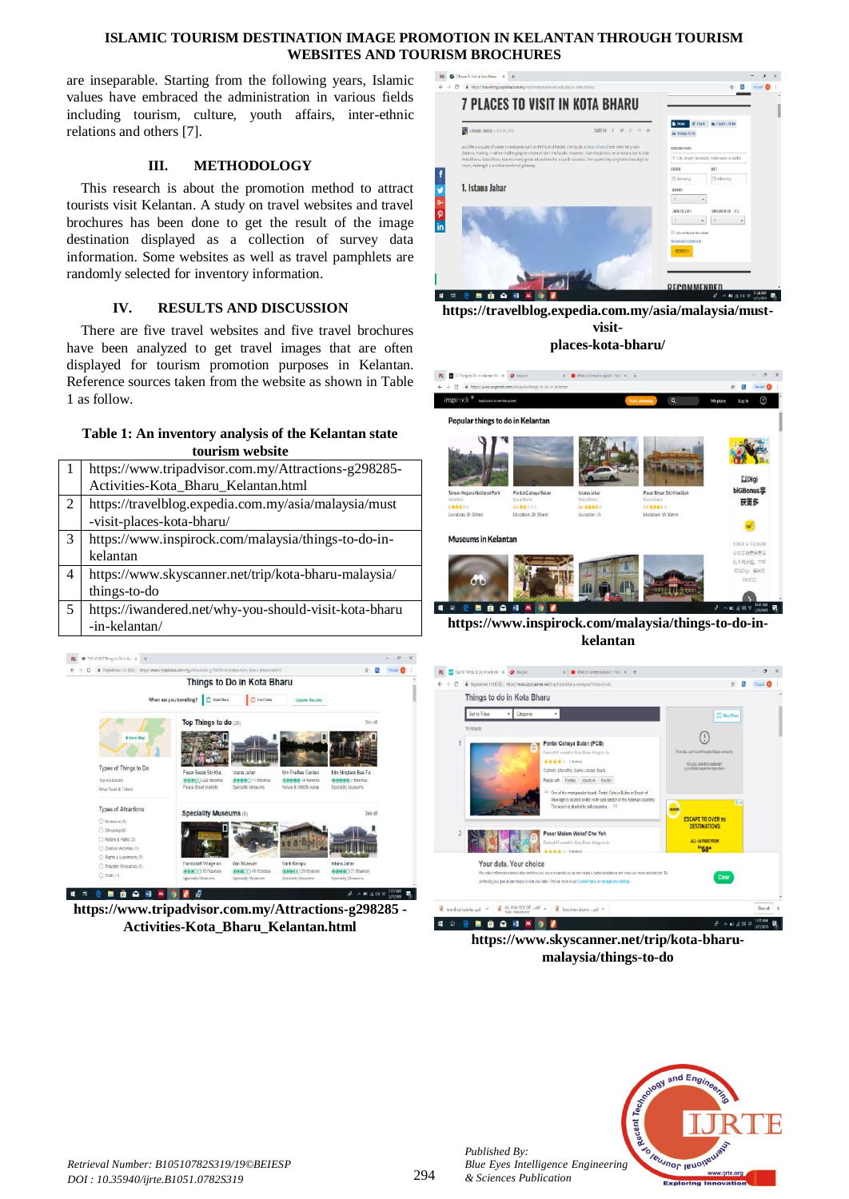are inseparable. Starting from the following years, Islamic values have embraced the administration in various fields including tourism, culture, youth affairs, inter-ethnic relations and others [7].

## III. METHODOLOGY

This research is about the promotion method to attract tourists visit Kelantan. A study on travel websites and travel brochures has been done to get the result of the image destination displayed as a collection of survey data information. Some websites as well as travel pamphlets are randomly selected for inventory information.

## IV. RESULTS AND DISCUSSION

There are five travel websites and five travel brochures have been analyzed to get travel images that are often displayed for tourism promotion purposes in Kelantan. Reference sources taken from the website as shown in Table 1 as follow.

**Table 1: An inventory analysis of the Kelantan state tourism website**

| | |
|---|---|
| 1 | https://www.tripadvisor.com.my/Attractions-g298285-Activities-Kota_Bharu_Kelantan.html |
| 2 | https://travelblog.expedia.com.my/asia/malaysia/must-visit-places-kota-bharu/ |
| 3 | https://www.inspirock.com/malaysia/things-to-do-in-kelantan |
| 4 | https://www.skyscanner.net/trip/kota-bharu-malaysia/things-to-do |
| 5 | https://iwandered.net/why-you-should-visit-kota-bharu-in-kelantan/ |

**https://www.tripadvisor.com.my/Attractions-g298285 - Activities-Kota_Bharu_Kelantan.html**

**https://travelblog.expedia.com.my/asia/malaysia/must-visit-places-kota-bharu/**

**https://www.inspirock.com/malaysia/things-to-do-in-kelantan**

**https://www.skyscanner.net/trip/kota-bharu-malaysia/things-to-do**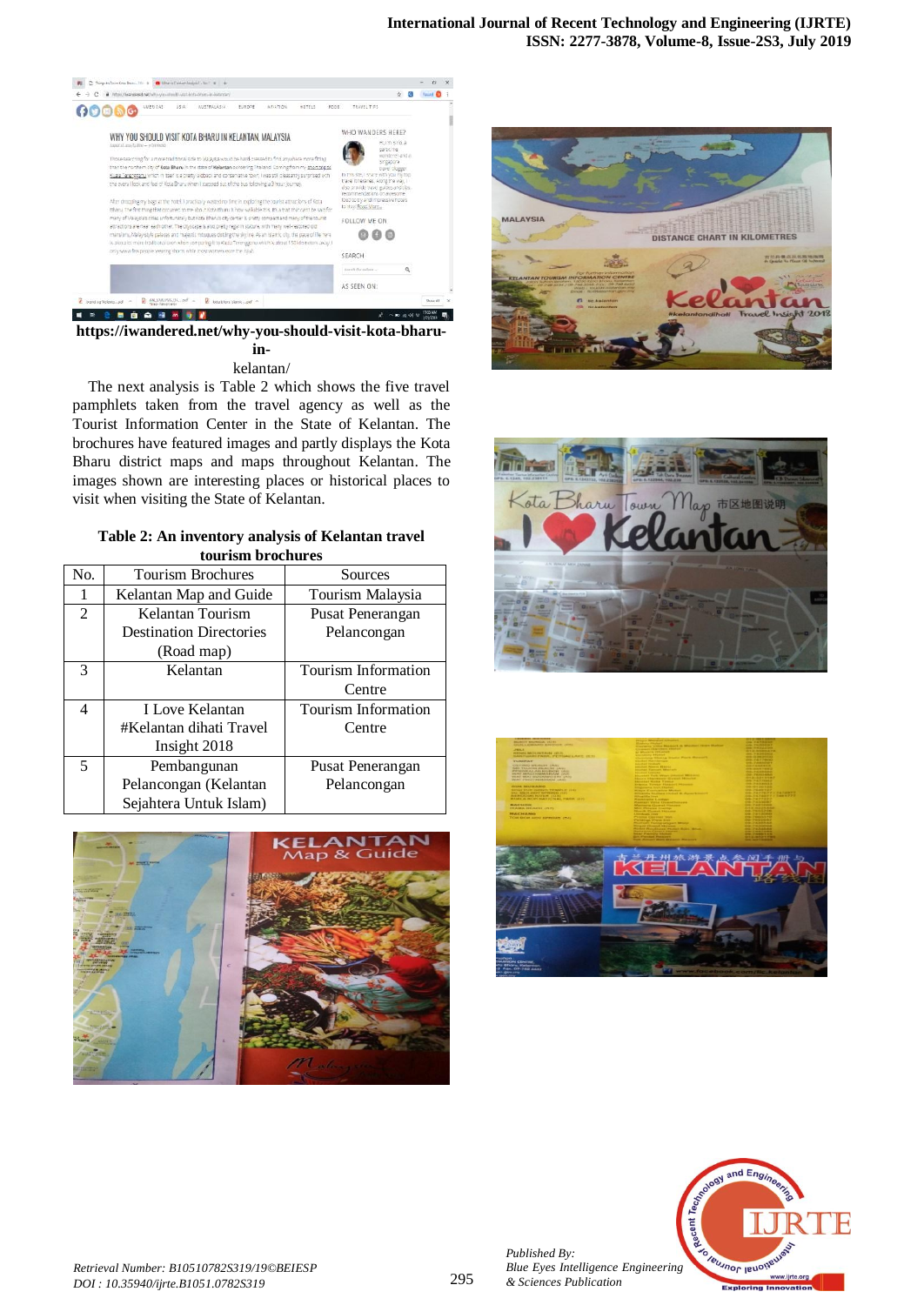https://iwandered.net/why-you-should-visit-kota-bharu-in-kelantan/

The next analysis is Table 2 which shows the five travel pamphlets taken from the travel agency as well as the Tourist Information Center in the State of Kelantan. The brochures have featured images and partly displays the Kota Bharu district maps and maps throughout Kelantan. The images shown are interesting places or historical places to visit when visiting the State of Kelantan.

**Table 2: An inventory analysis of Kelantan travel tourism brochures**

| No. | Tourism Brochures | Sources |
|---|---|---|
| 1 | Kelantan Map and Guide | Tourism Malaysia |
| 2 | Kelantan Tourism Destination Directories (Road map) | Pusat Penerangan Pelancongan |
| 3 | Kelantan | Tourism Information Centre |
| 4 | I Love Kelantan #Kelantan dihati Travel Insight 2018 | Tourism Information Centre |
| 5 | Pembangunan Pelancongan (Kelantan Sejahtera Untuk Islam) | Pusat Penerangan Pelancongan |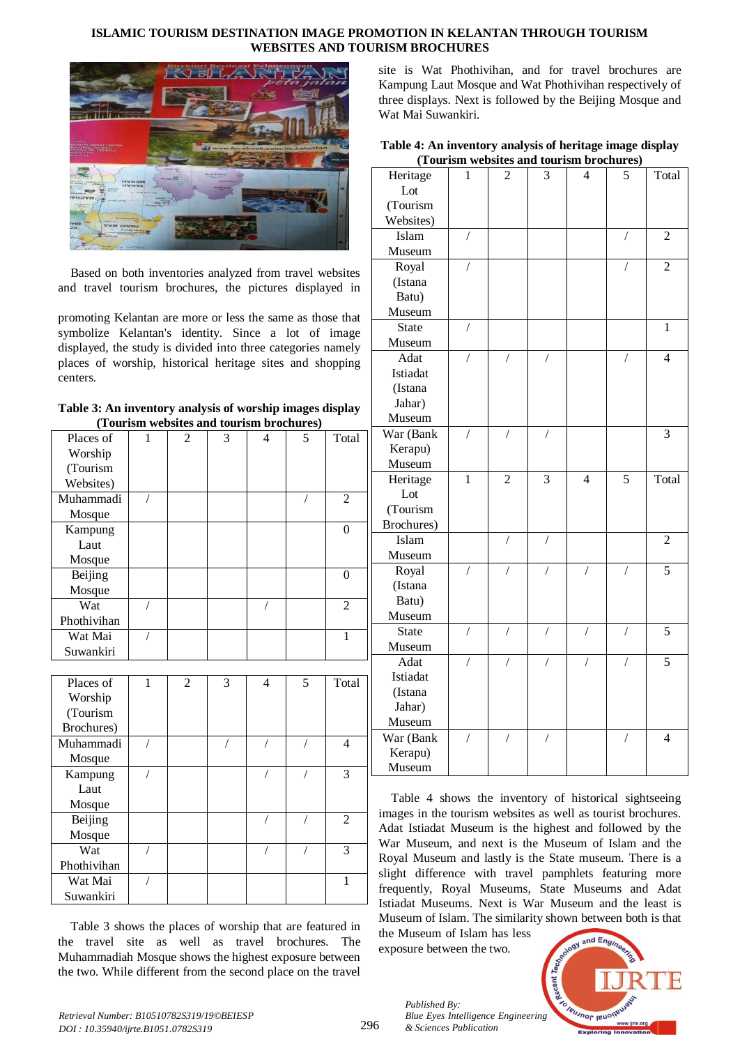Based on both inventories analyzed from travel websites and travel tourism brochures, the pictures displayed in promoting Kelantan are more or less the same as those that symbolize Kelantan's identity. Since a lot of image displayed, the study is divided into three categories namely places of worship, historical heritage sites and shopping centers.

**Table 3: An inventory analysis of worship images display (Tourism websites and tourism brochures)**

| Places of Worship (Tourism Websites) | 1 | 2 | 3 | 4 | 5 | Total |
|---|---|---|---|---|---|---|
| Muhammadi Mosque | / | | | | / | 2 |
| Kampung Laut Mosque | | | | | | 0 |
| Beijing Mosque | | | | | | 0 |
| Wat Phothivihan | / | | | / | | 2 |
| Wat Mai Suwankiri | / | | | | | 1 |

| Places of Worship (Tourism Brochures) | 1 | 2 | 3 | 4 | 5 | Total |
|---|---|---|---|---|---|---|
| Muhammadi Mosque | / | | / | / | / | 4 |
| Kampung Laut Mosque | / | | | / | / | 3 |
| Beijing Mosque | | | | / | / | 2 |
| Wat Phothivihan | / | | | / | / | 3 |
| Wat Mai Suwankiri | / | | | | | 1 |

Table 3 shows the places of worship that are featured in the travel site as well as travel brochures. The Muhammadiah Mosque shows the highest exposure between the two. While different from the second place on the travel site is Wat Phothivihan, and for travel brochures are Kampung Laut Mosque and Wat Phothivihan respectively of three displays. Next is followed by the Beijing Mosque and Wat Mai Suwankiri.

**Table 4: An inventory analysis of heritage image display (Tourism websites and tourism brochures)**

| Heritage Lot (Tourism Websites) | 1 | 2 | 3 | 4 | 5 | Total |
|---|---|---|---|---|---|---|
| Islam Museum | / | | | | / | 2 |
| Royal (Istana Batu) Museum | / | | | | / | 2 |
| State Museum | / | | | | | 1 |
| Adat Istiadat (Istana Jahar) Museum | / | / | / | | / | 4 |
| War (Bank Kerapu) Museum | / | / | / | | | 3 |
| **Heritage Lot (Tourism Brochures)** | **1** | **2** | **3** | **4** | **5** | **Total** |
| Islam Museum | | / | / | | | 2 |
| Royal (Istana Batu) Museum | / | / | / | / | / | 5 |
| State Museum | / | / | / | / | / | 5 |
| Adat Istiadat (Istana Jahar) Museum | / | / | / | / | / | 5 |
| War (Bank Kerapu) Museum | / | / | / | | / | 4 |

Table 4 shows the inventory of historical sightseeing images in the tourism websites as well as tourist brochures. Adat Istiadat Museum is the highest and followed by the War Museum, and next is the Museum of Islam and the Royal Museum and lastly is the State museum. There is a slight difference with travel pamphlets featuring more frequently, Royal Museums, State Museums and Adat Istiadat Museums. Next is War Museum and the least is Museum of Islam. The similarity shown between both is that the Museum of Islam has less exposure between the two.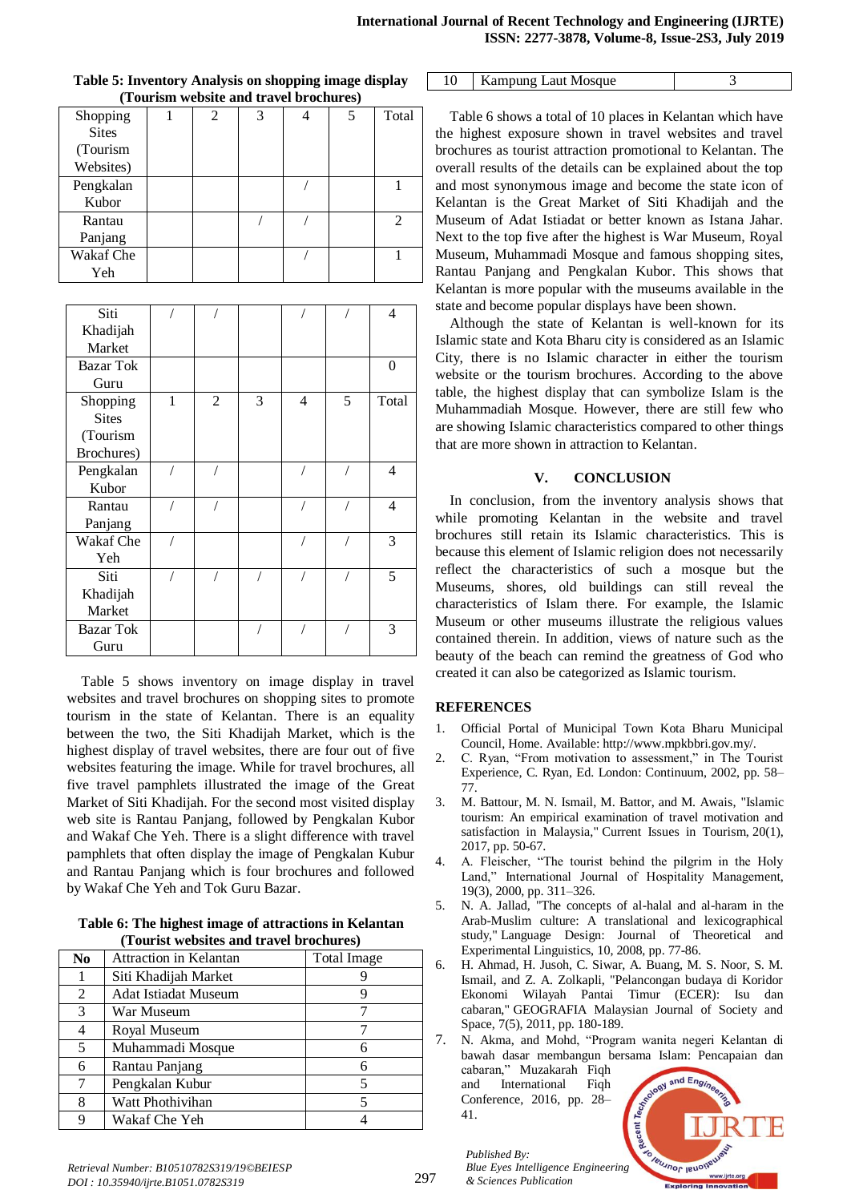**Table 5: Inventory Analysis on shopping image display (Tourism website and travel brochures)**

| Shopping Sites (Tourism Websites) | 1 | 2 | 3 | 4 | 5 | Total |
|---|---|---|---|---|---|---|
| Pengkalan Kubor | | | | / | | 1 |
| Rantau Panjang | | | / | / | | 2 |
| Wakaf Che Yeh | | | | / | | 1 |
| Siti Khadijah Market | / | / | | / | / | 4 |
| Bazar Tok Guru | | | | | | 0 |
| **Shopping Sites (Tourism Brochures)** | **1** | **2** | **3** | **4** | **5** | **Total** |
| Pengkalan Kubor | / | / | | / | / | 4 |
| Rantau Panjang | / | / | | / | / | 4 |
| Wakaf Che Yeh | / | | | / | / | 3 |
| Siti Khadijah Market | / | / | / | / | / | 5 |
| Bazar Tok Guru | | | / | / | / | 3 |

Table 5 shows inventory on image display in travel websites and travel brochures on shopping sites to promote tourism in the state of Kelantan. There is an equality between the two, the Siti Khadijah Market, which is the highest display of travel websites, there are four out of five websites featuring the image. While for travel brochures, all five travel pamphlets illustrated the image of the Great Market of Siti Khadijah. For the second most visited display web site is Rantau Panjang, followed by Pengkalan Kubor and Wakaf Che Yeh. There is a slight difference with travel pamphlets that often display the image of Pengkalan Kubur and Rantau Panjang which is four brochures and followed by Wakaf Che Yeh and Tok Guru Bazar.

**Table 6: The highest image of attractions in Kelantan (Tourist websites and travel brochures)**

| No | Attraction in Kelantan | Total Image |
|---|---|---|
| 1 | Siti Khadijah Market | 9 |
| 2 | Adat Istiadat Museum | 9 |
| 3 | War Museum | 7 |
| 4 | Royal Museum | 7 |
| 5 | Muhammadi Mosque | 6 |
| 6 | Rantau Panjang | 6 |
| 7 | Pengkalan Kubur | 5 |
| 8 | Watt Phothivihan | 5 |
| 9 | Wakaf Che Yeh | 4 |
| 10 | Kampung Laut Mosque | 3 |

Table 6 shows a total of 10 places in Kelantan which have the highest exposure shown in travel websites and travel brochures as tourist attraction promotional to Kelantan. The overall results of the details can be explained about the top and most synonymous image and become the state icon of Kelantan is the Great Market of Siti Khadijah and the Museum of Adat Istiadat or better known as Istana Jahar. Next to the top five after the highest is War Museum, Royal Museum, Muhammadi Mosque and famous shopping sites, Rantau Panjang and Pengkalan Kubor. This shows that Kelantan is more popular with the museums available in the state and become popular displays have been shown.

Although the state of Kelantan is well-known for its Islamic state and Kota Bharu city is considered as an Islamic City, there is no Islamic character in either the tourism website or the tourism brochures. According to the above table, the highest display that can symbolize Islam is the Muhammadiah Mosque. However, there are still few who are showing Islamic characteristics compared to other things that are more shown in attraction to Kelantan.

## V. CONCLUSION

In conclusion, from the inventory analysis shows that while promoting Kelantan in the website and travel brochures still retain its Islamic characteristics. This is because this element of Islamic religion does not necessarily reflect the characteristics of such a mosque but the Museums, shores, old buildings can still reveal the characteristics of Islam there. For example, the Islamic Museum or other museums illustrate the religious values contained therein. In addition, views of nature such as the beauty of the beach can remind the greatness of God who created it can also be categorized as Islamic tourism.

## REFERENCES

1. Official Portal of Municipal Town Kota Bharu Municipal Council, Home. Available: http://www.mpkbbri.gov.my/.
2. C. Ryan, "From motivation to assessment," in The Tourist Experience, C. Ryan, Ed. London: Continuum, 2002, pp. 58–77.
3. M. Battour, M. N. Ismail, M. Battor, and M. Awais, "Islamic tourism: An empirical examination of travel motivation and satisfaction in Malaysia," Current Issues in Tourism, 20(1), 2017, pp. 50-67.
4. A. Fleischer, "The tourist behind the pilgrim in the Holy Land," International Journal of Hospitality Management, 19(3), 2000, pp. 311–326.
5. N. A. Jallad, "The concepts of al-halal and al-haram in the Arab-Muslim culture: A translational and lexicographical study," Language Design: Journal of Theoretical and Experimental Linguistics, 10, 2008, pp. 77-86.
6. H. Ahmad, H. Jusoh, C. Siwar, A. Buang, M. S. Noor, S. M. Ismail, and Z. A. Zolkapli, "Pelancongan budaya di Koridor Ekonomi Wilayah Pantai Timur (ECER): Isu dan cabaran," GEOGRAFIA Malaysian Journal of Society and Space, 7(5), 2011, pp. 180-189.
7. N. Akma, and Mohd, "Program wanita negeri Kelantan di bawah dasar membangun bersama Islam: Pencapaian dan cabaran," Muzakarah Fiqh and International Fiqh Conference, 2016, pp. 28–41.